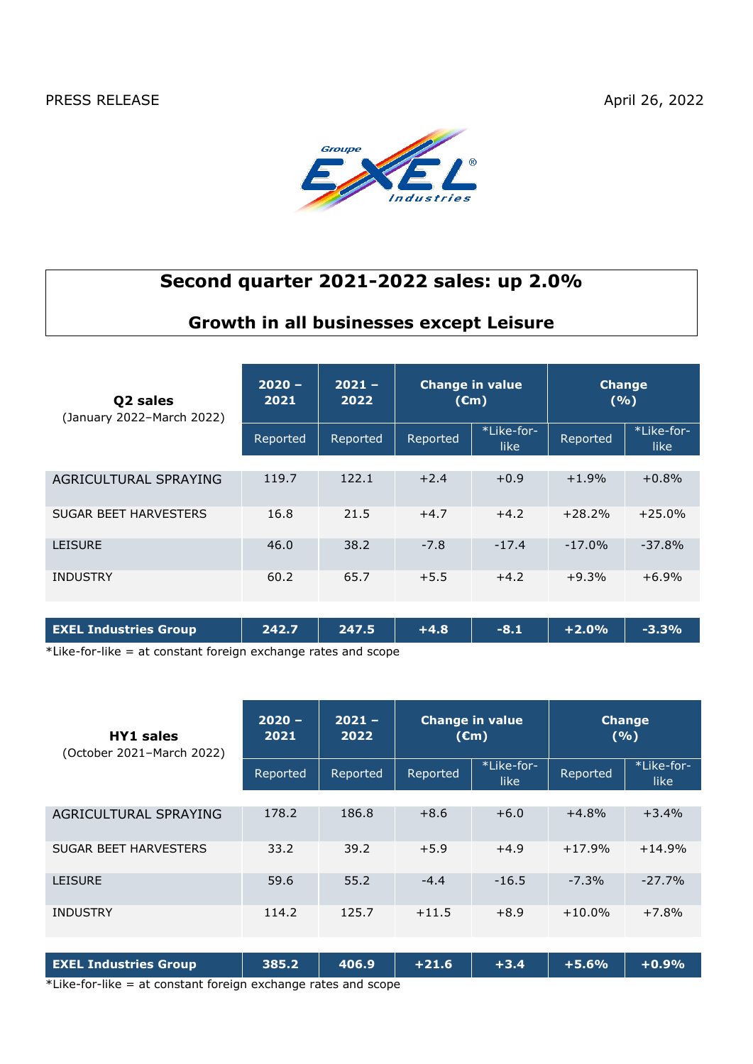PRESS RELEASE April 26, 2022

# Second quarter 2021-2022 sales: up 2.0%

## Growth in all businesses except Leisure

| Q2 sales (January 2022–March 2022) | 2020 – 2021 | 2021 – 2022 | Change in value (€m) | | Change (%) | |
|---|---|---|---|---|---|---|
| | Reported | Reported | Reported | *Like-for-like | Reported | *Like-for-like |
| AGRICULTURAL SPRAYING | 119.7 | 122.1 | +2.4 | +0.9 | +1.9% | +0.8% |
| SUGAR BEET HARVESTERS | 16.8 | 21.5 | +4.7 | +4.2 | +28.2% | +25.0% |
| LEISURE | 46.0 | 38.2 | -7.8 | -17.4 | -17.0% | -37.8% |
| INDUSTRY | 60.2 | 65.7 | +5.5 | +4.2 | +9.3% | +6.9% |
| **EXEL Industries Group** | **242.7** | **247.5** | **+4.8** | **-8.1** | **+2.0%** | **-3.3%** |

*Like-for-like = at constant foreign exchange rates and scope

| HY1 sales (October 2021–March 2022) | 2020 – 2021 | 2021 – 2022 | Change in value (€m) | | Change (%) | |
|---|---|---|---|---|---|---|
| | Reported | Reported | Reported | *Like-for-like | Reported | *Like-for-like |
| AGRICULTURAL SPRAYING | 178.2 | 186.8 | +8.6 | +6.0 | +4.8% | +3.4% |
| SUGAR BEET HARVESTERS | 33.2 | 39.2 | +5.9 | +4.9 | +17.9% | +14.9% |
| LEISURE | 59.6 | 55.2 | -4.4 | -16.5 | -7.3% | -27.7% |
| INDUSTRY | 114.2 | 125.7 | +11.5 | +8.9 | +10.0% | +7.8% |
| **EXEL Industries Group** | **385.2** | **406.9** | **+21.6** | **+3.4** | **+5.6%** | **+0.9%** |

*Like-for-like = at constant foreign exchange rates and scope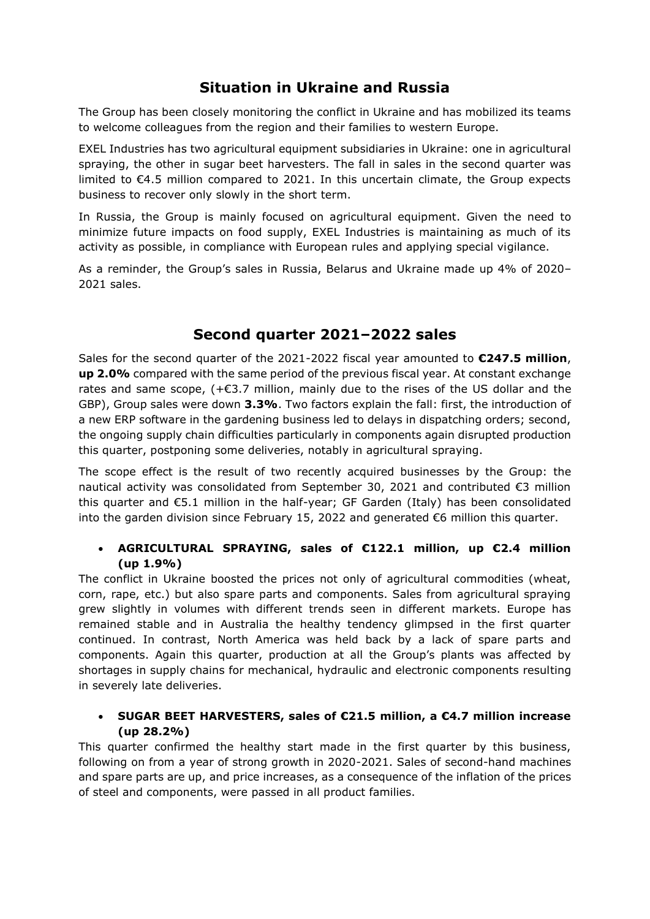## Situation in Ukraine and Russia

The Group has been closely monitoring the conflict in Ukraine and has mobilized its teams to welcome colleagues from the region and their families to western Europe.

EXEL Industries has two agricultural equipment subsidiaries in Ukraine: one in agricultural spraying, the other in sugar beet harvesters. The fall in sales in the second quarter was limited to €4.5 million compared to 2021. In this uncertain climate, the Group expects business to recover only slowly in the short term.

In Russia, the Group is mainly focused on agricultural equipment. Given the need to minimize future impacts on food supply, EXEL Industries is maintaining as much of its activity as possible, in compliance with European rules and applying special vigilance.

As a reminder, the Group's sales in Russia, Belarus and Ukraine made up 4% of 2020–2021 sales.

## Second quarter 2021–2022 sales

Sales for the second quarter of the 2021-2022 fiscal year amounted to **€247.5 million**, **up 2.0%** compared with the same period of the previous fiscal year. At constant exchange rates and same scope, (+€3.7 million, mainly due to the rises of the US dollar and the GBP), Group sales were down **3.3%**. Two factors explain the fall: first, the introduction of a new ERP software in the gardening business led to delays in dispatching orders; second, the ongoing supply chain difficulties particularly in components again disrupted production this quarter, postponing some deliveries, notably in agricultural spraying.

The scope effect is the result of two recently acquired businesses by the Group: the nautical activity was consolidated from September 30, 2021 and contributed €3 million this quarter and €5.1 million in the half-year; GF Garden (Italy) has been consolidated into the garden division since February 15, 2022 and generated €6 million this quarter.

- **AGRICULTURAL SPRAYING, sales of €122.1 million, up €2.4 million (up 1.9%)**

The conflict in Ukraine boosted the prices not only of agricultural commodities (wheat, corn, rape, etc.) but also spare parts and components. Sales from agricultural spraying grew slightly in volumes with different trends seen in different markets. Europe has remained stable and in Australia the healthy tendency glimpsed in the first quarter continued. In contrast, North America was held back by a lack of spare parts and components. Again this quarter, production at all the Group's plants was affected by shortages in supply chains for mechanical, hydraulic and electronic components resulting in severely late deliveries.

- **SUGAR BEET HARVESTERS, sales of €21.5 million, a €4.7 million increase (up 28.2%)**

This quarter confirmed the healthy start made in the first quarter by this business, following on from a year of strong growth in 2020-2021. Sales of second-hand machines and spare parts are up, and price increases, as a consequence of the inflation of the prices of steel and components, were passed in all product families.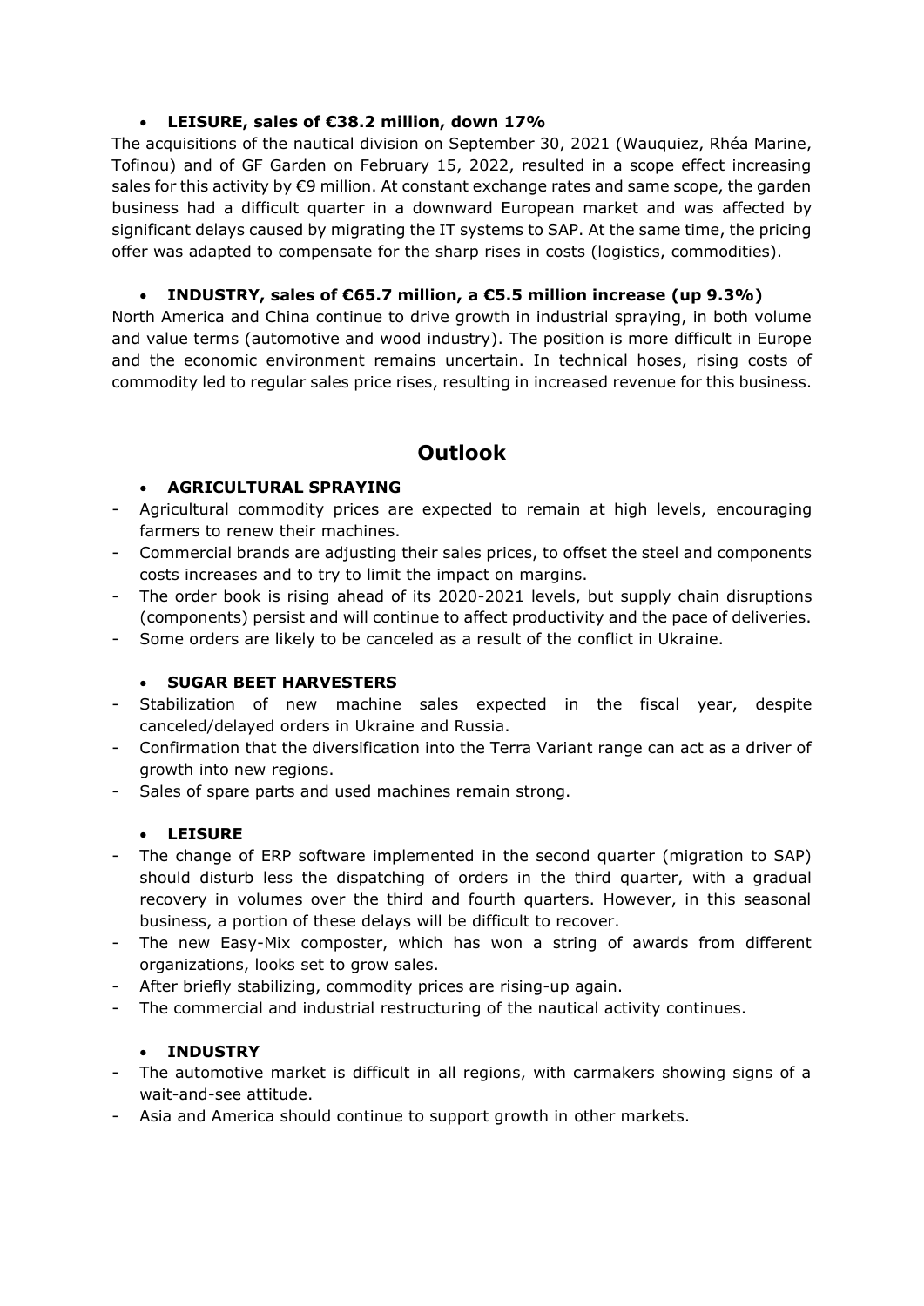- **LEISURE, sales of €38.2 million, down 17%**

The acquisitions of the nautical division on September 30, 2021 (Wauquiez, Rhéa Marine, Tofinou) and of GF Garden on February 15, 2022, resulted in a scope effect increasing sales for this activity by €9 million. At constant exchange rates and same scope, the garden business had a difficult quarter in a downward European market and was affected by significant delays caused by migrating the IT systems to SAP. At the same time, the pricing offer was adapted to compensate for the sharp rises in costs (logistics, commodities).

- **INDUSTRY, sales of €65.7 million, a €5.5 million increase (up 9.3%)**

North America and China continue to drive growth in industrial spraying, in both volume and value terms (automotive and wood industry). The position is more difficult in Europe and the economic environment remains uncertain. In technical hoses, rising costs of commodity led to regular sales price rises, resulting in increased revenue for this business.

## Outlook

- **AGRICULTURAL SPRAYING**

- Agricultural commodity prices are expected to remain at high levels, encouraging farmers to renew their machines.
- Commercial brands are adjusting their sales prices, to offset the steel and components costs increases and to try to limit the impact on margins.
- The order book is rising ahead of its 2020-2021 levels, but supply chain disruptions (components) persist and will continue to affect productivity and the pace of deliveries.
- Some orders are likely to be canceled as a result of the conflict in Ukraine.

- **SUGAR BEET HARVESTERS**

- Stabilization of new machine sales expected in the fiscal year, despite canceled/delayed orders in Ukraine and Russia.
- Confirmation that the diversification into the Terra Variant range can act as a driver of growth into new regions.
- Sales of spare parts and used machines remain strong.

- **LEISURE**

- The change of ERP software implemented in the second quarter (migration to SAP) should disturb less the dispatching of orders in the third quarter, with a gradual recovery in volumes over the third and fourth quarters. However, in this seasonal business, a portion of these delays will be difficult to recover.
- The new Easy-Mix composter, which has won a string of awards from different organizations, looks set to grow sales.
- After briefly stabilizing, commodity prices are rising-up again.
- The commercial and industrial restructuring of the nautical activity continues.

- **INDUSTRY**

- The automotive market is difficult in all regions, with carmakers showing signs of a wait-and-see attitude.
- Asia and America should continue to support growth in other markets.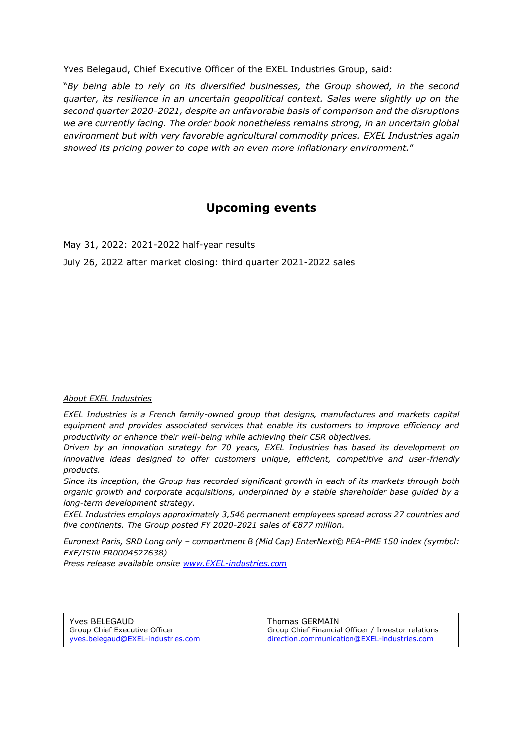Yves Belegaud, Chief Executive Officer of the EXEL Industries Group, said:

"*By being able to rely on its diversified businesses, the Group showed, in the second quarter, its resilience in an uncertain geopolitical context. Sales were slightly up on the second quarter 2020-2021, despite an unfavorable basis of comparison and the disruptions we are currently facing. The order book nonetheless remains strong, in an uncertain global environment but with very favorable agricultural commodity prices. EXEL Industries again showed its pricing power to cope with an even more inflationary environment.*"

## Upcoming events

May 31, 2022: 2021-2022 half-year results

July 26, 2022 after market closing: third quarter 2021-2022 sales

*About EXEL Industries*

*EXEL Industries is a French family-owned group that designs, manufactures and markets capital equipment and provides associated services that enable its customers to improve efficiency and productivity or enhance their well-being while achieving their CSR objectives.*
*Driven by an innovation strategy for 70 years, EXEL Industries has based its development on innovative ideas designed to offer customers unique, efficient, competitive and user-friendly products.*
*Since its inception, the Group has recorded significant growth in each of its markets through both organic growth and corporate acquisitions, underpinned by a stable shareholder base guided by a long-term development strategy.*
*EXEL Industries employs approximately 3,546 permanent employees spread across 27 countries and five continents. The Group posted FY 2020-2021 sales of €877 million.*

*Euronext Paris, SRD Long only – compartment B (Mid Cap) EnterNext© PEA-PME 150 index (symbol: EXE/ISIN FR0004527638)*
*Press release available onsite [www.EXEL-industries.com](www.EXEL-industries.com)*

| | |
|---|---|
| Yves BELEGAUD<br>Group Chief Executive Officer<br>yves.belegaud@EXEL-industries.com | Thomas GERMAIN<br>Group Chief Financial Officer / Investor relations<br>direction.communication@EXEL-industries.com |